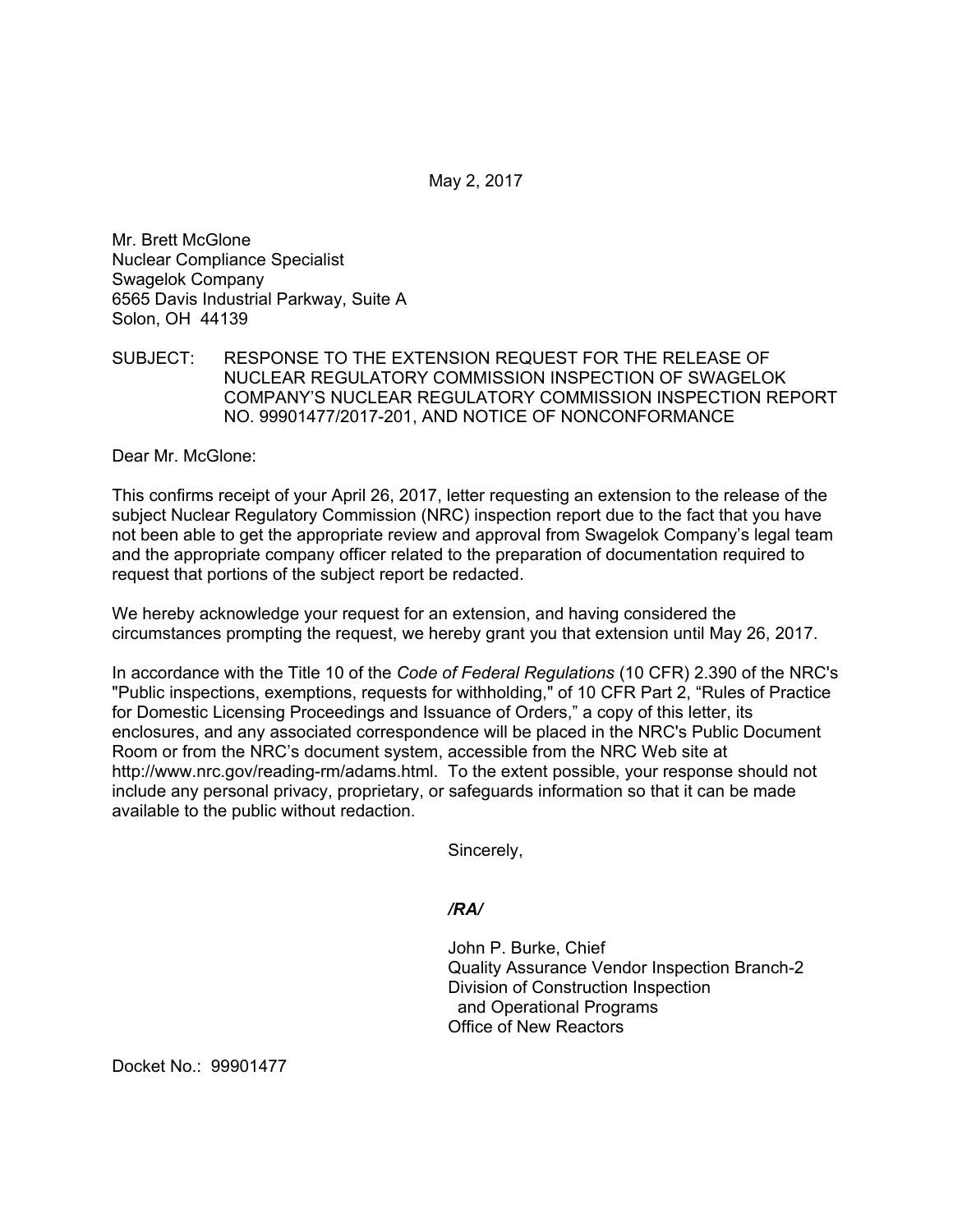May 2, 2017

Mr. Brett McGlone
Nuclear Compliance Specialist
Swagelok Company
6565 Davis Industrial Parkway, Suite A
Solon, OH 44139

SUBJECT: RESPONSE TO THE EXTENSION REQUEST FOR THE RELEASE OF NUCLEAR REGULATORY COMMISSION INSPECTION OF SWAGELOK COMPANY'S NUCLEAR REGULATORY COMMISSION INSPECTION REPORT NO. 99901477/2017-201, AND NOTICE OF NONCONFORMANCE

Dear Mr. McGlone:

This confirms receipt of your April 26, 2017, letter requesting an extension to the release of the subject Nuclear Regulatory Commission (NRC) inspection report due to the fact that you have not been able to get the appropriate review and approval from Swagelok Company's legal team and the appropriate company officer related to the preparation of documentation required to request that portions of the subject report be redacted.

We hereby acknowledge your request for an extension, and having considered the circumstances prompting the request, we hereby grant you that extension until May 26, 2017.

In accordance with the Title 10 of the *Code of Federal Regulations* (10 CFR) 2.390 of the NRC's "Public inspections, exemptions, requests for withholding," of 10 CFR Part 2, "Rules of Practice for Domestic Licensing Proceedings and Issuance of Orders," a copy of this letter, its enclosures, and any associated correspondence will be placed in the NRC's Public Document Room or from the NRC's document system, accessible from the NRC Web site at http://www.nrc.gov/reading-rm/adams.html. To the extent possible, your response should not include any personal privacy, proprietary, or safeguards information so that it can be made available to the public without redaction.

Sincerely,

*/RA/*

John P. Burke, Chief
Quality Assurance Vendor Inspection Branch-2
Division of Construction Inspection
and Operational Programs
Office of New Reactors

Docket No.: 99901477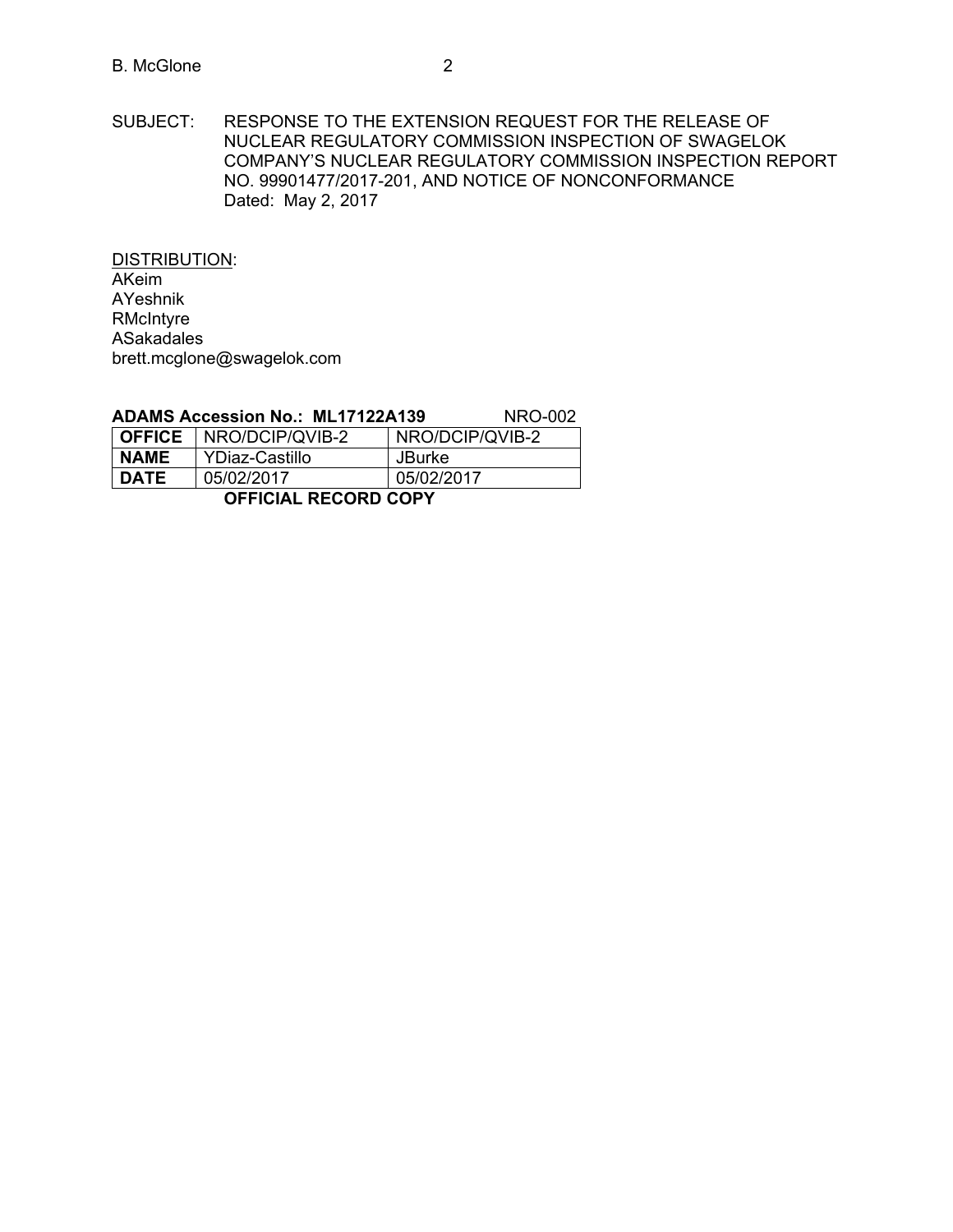SUBJECT: RESPONSE TO THE EXTENSION REQUEST FOR THE RELEASE OF NUCLEAR REGULATORY COMMISSION INSPECTION OF SWAGELOK COMPANY'S NUCLEAR REGULATORY COMMISSION INSPECTION REPORT NO. 99901477/2017-201, AND NOTICE OF NONCONFORMANCE Dated: May 2, 2017

DISTRIBUTION:
AKeim
AYeshnik
RMcIntyre
ASakadales
brett.mcglone@swagelok.com

**ADAMS Accession No.: ML17122A139** NRO-002

| **OFFICE** | NRO/DCIP/QVIB-2 | NRO/DCIP/QVIB-2 |
|---|---|---|
| **NAME** | YDiaz-Castillo | JBurke |
| **DATE** | 05/02/2017 | 05/02/2017 |

**OFFICIAL RECORD COPY**